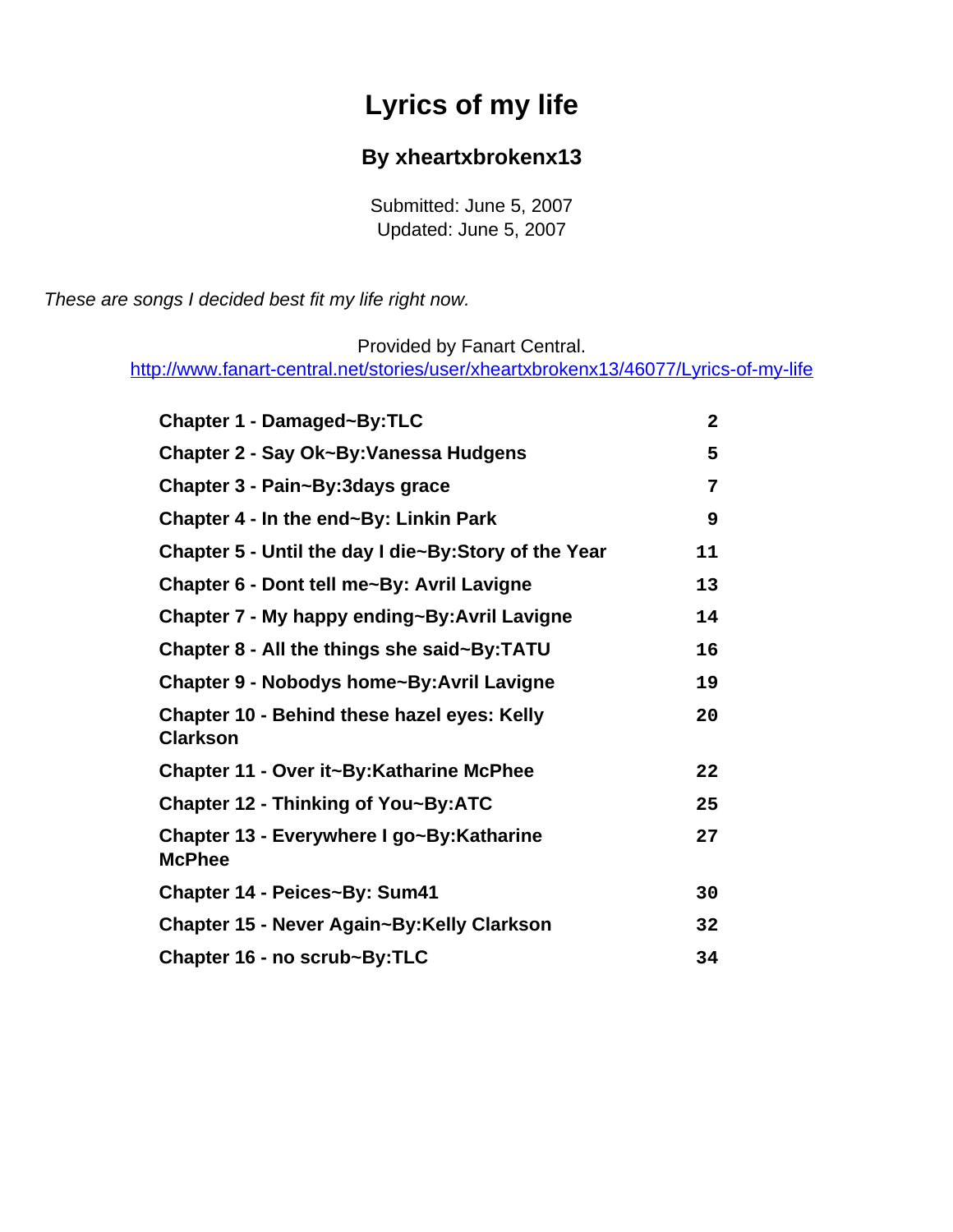# Lyrics of my life

## By xheartxbrokenx13

Submitted: June 5, 2007
Updated: June 5, 2007

*These are songs I decided best fit my life right now.*

Provided by Fanart Central.
http://www.fanart-central.net/stories/user/xheartxbrokenx13/46077/Lyrics-of-my-life

| | |
|---|---|
| **Chapter 1 - Damaged~By:TLC** | **2** |
| **Chapter 2 - Say Ok~By:Vanessa Hudgens** | **5** |
| **Chapter 3 - Pain~By:3days grace** | **7** |
| **Chapter 4 - In the end~By: Linkin Park** | **9** |
| **Chapter 5 - Until the day I die~By:Story of the Year** | **11** |
| **Chapter 6 - Dont tell me~By: Avril Lavigne** | **13** |
| **Chapter 7 - My happy ending~By:Avril Lavigne** | **14** |
| **Chapter 8 - All the things she said~By:TATU** | **16** |
| **Chapter 9 - Nobodys home~By:Avril Lavigne** | **19** |
| **Chapter 10 - Behind these hazel eyes: Kelly Clarkson** | **20** |
| **Chapter 11 - Over it~By:Katharine McPhee** | **22** |
| **Chapter 12 - Thinking of You~By:ATC** | **25** |
| **Chapter 13 - Everywhere I go~By:Katharine McPhee** | **27** |
| **Chapter 14 - Peices~By: Sum41** | **30** |
| **Chapter 15 - Never Again~By:Kelly Clarkson** | **32** |
| **Chapter 16 - no scrub~By:TLC** | **34** |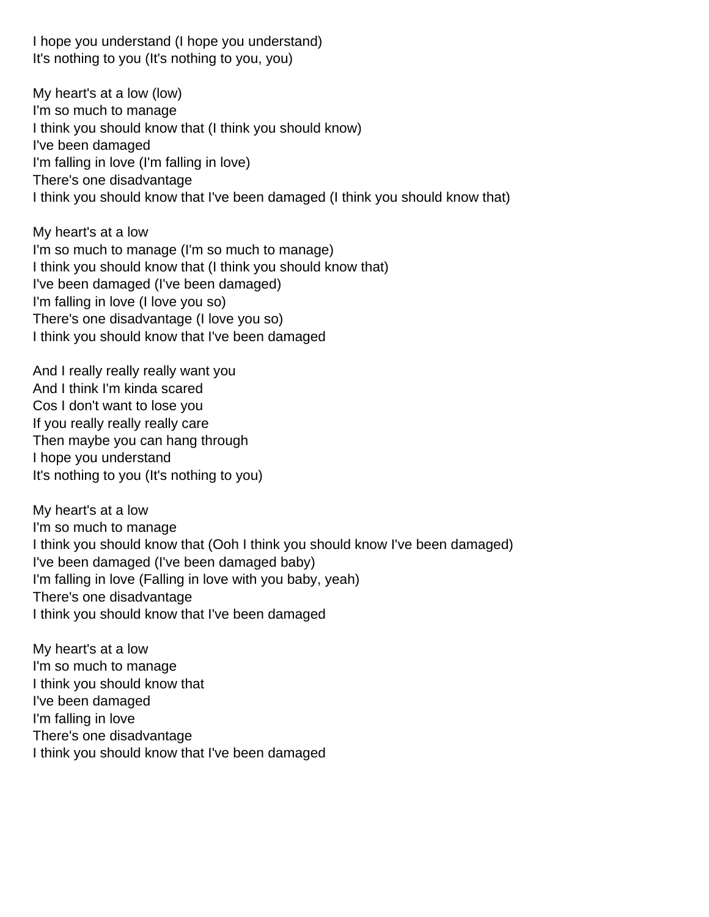I hope you understand (I hope you understand)
It's nothing to you (It's nothing to you, you)

My heart's at a low (low)
I'm so much to manage
I think you should know that (I think you should know)
I've been damaged
I'm falling in love (I'm falling in love)
There's one disadvantage
I think you should know that I've been damaged (I think you should know that)

My heart's at a low
I'm so much to manage (I'm so much to manage)
I think you should know that (I think you should know that)
I've been damaged (I've been damaged)
I'm falling in love (I love you so)
There's one disadvantage (I love you so)
I think you should know that I've been damaged

And I really really really want you
And I think I'm kinda scared
Cos I don't want to lose you
If you really really really care
Then maybe you can hang through
I hope you understand
It's nothing to you (It's nothing to you)

My heart's at a low
I'm so much to manage
I think you should know that (Ooh I think you should know I've been damaged)
I've been damaged (I've been damaged baby)
I'm falling in love (Falling in love with you baby, yeah)
There's one disadvantage
I think you should know that I've been damaged

My heart's at a low
I'm so much to manage
I think you should know that
I've been damaged
I'm falling in love
There's one disadvantage
I think you should know that I've been damaged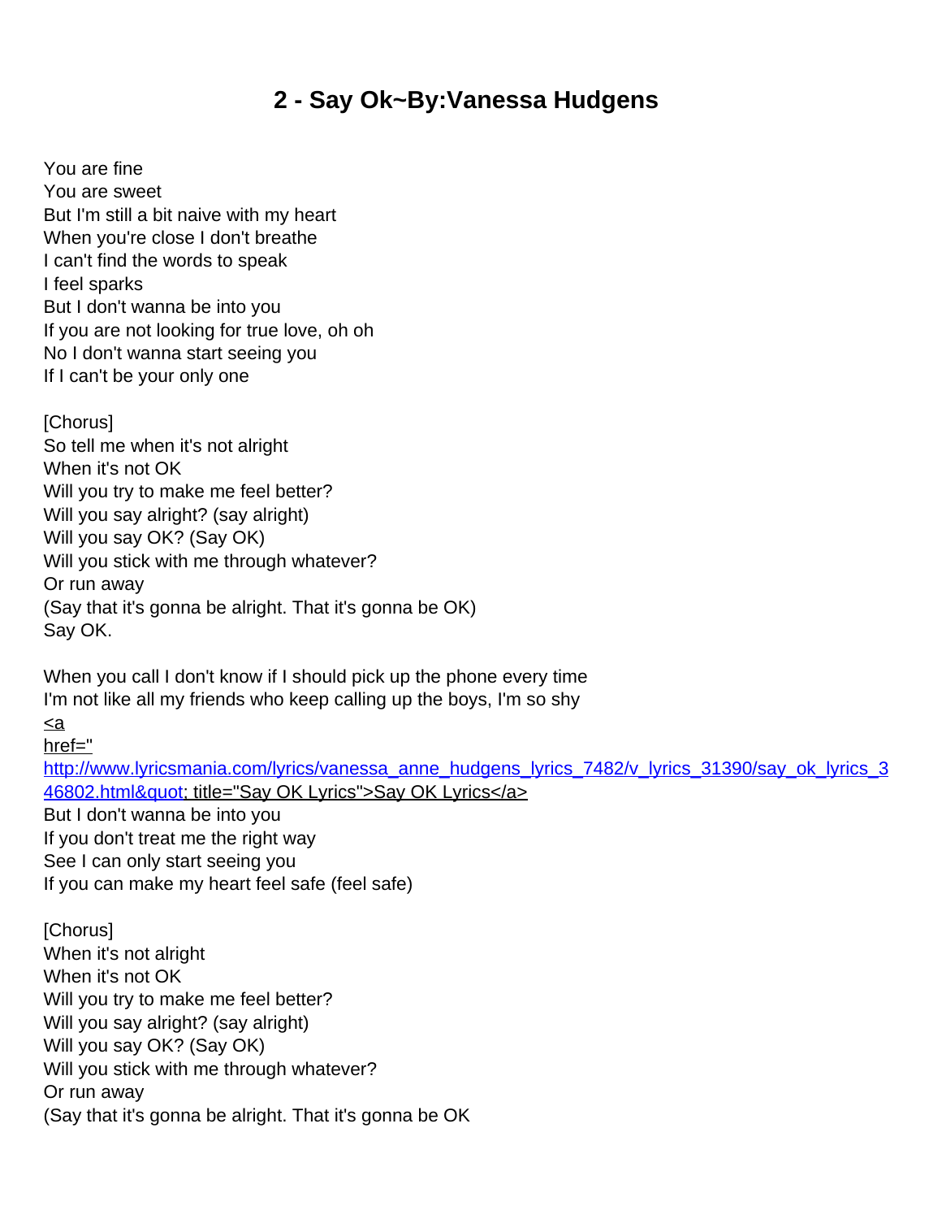# 2 - Say Ok~By:Vanessa Hudgens

You are fine
You are sweet
But I'm still a bit naive with my heart
When you're close I don't breathe
I can't find the words to speak
I feel sparks
But I don't wanna be into you
If you are not looking for true love, oh oh
No I don't wanna start seeing you
If I can't be your only one

[Chorus]
So tell me when it's not alright
When it's not OK
Will you try to make me feel better?
Will you say alright? (say alright)
Will you say OK? (Say OK)
Will you stick with me through whatever?
Or run away
(Say that it's gonna be alright. That it's gonna be OK)
Say OK.

When you call I don't know if I should pick up the phone every time
I'm not like all my friends who keep calling up the boys, I'm so shy
<a
href="
http://www.lyricsmania.com/lyrics/vanessa_anne_hudgens_lyrics_7482/v_lyrics_31390/say_ok_lyrics_346802.html&quot; title="Say OK Lyrics">Say OK Lyrics</a>
But I don't wanna be into you
If you don't treat me the right way
See I can only start seeing you
If you can make my heart feel safe (feel safe)

[Chorus]
When it's not alright
When it's not OK
Will you try to make me feel better?
Will you say alright? (say alright)
Will you say OK? (Say OK)
Will you stick with me through whatever?
Or run away
(Say that it's gonna be alright. That it's gonna be OK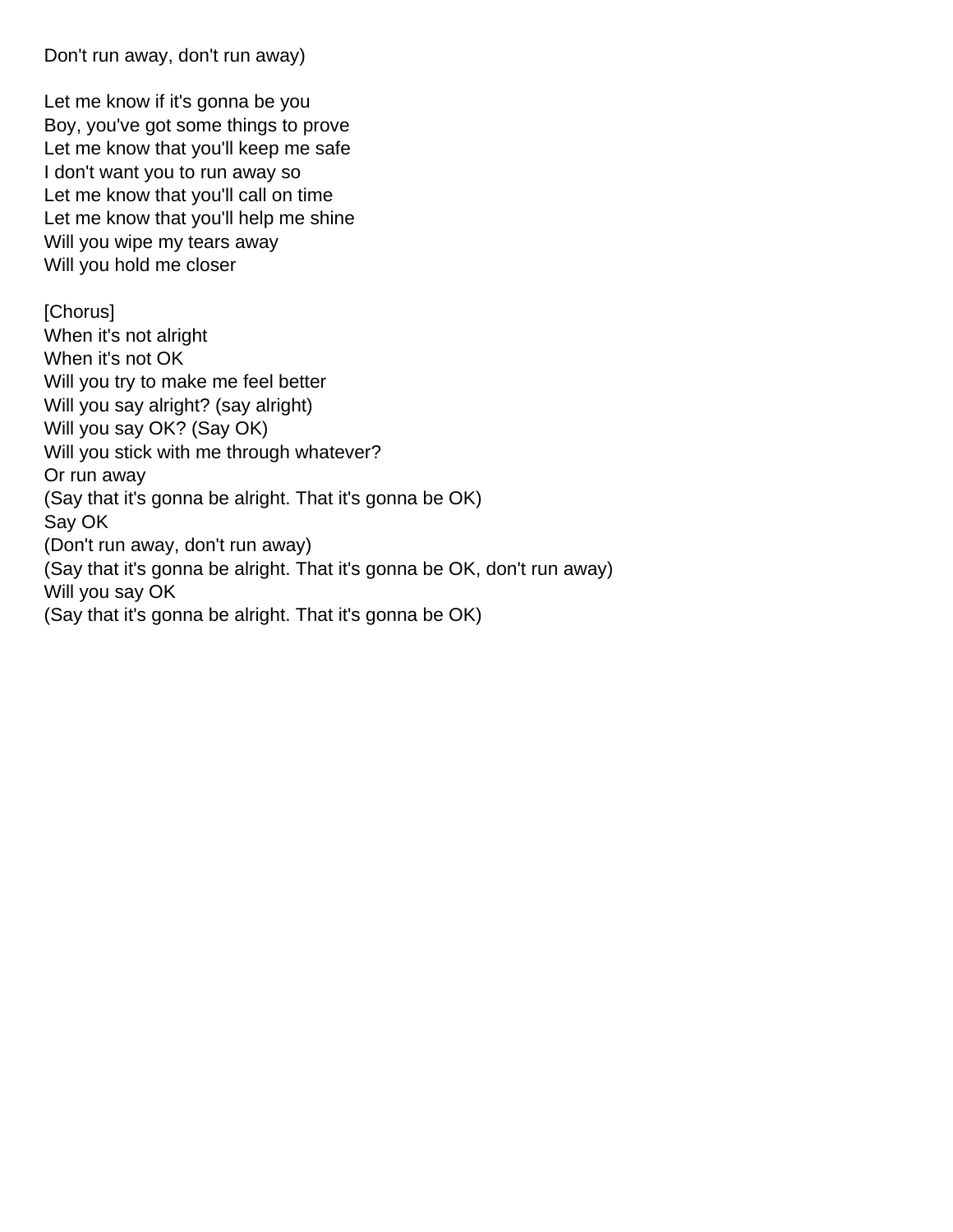Don't run away, don't run away)

Let me know if it's gonna be you
Boy, you've got some things to prove
Let me know that you'll keep me safe
I don't want you to run away so
Let me know that you'll call on time
Let me know that you'll help me shine
Will you wipe my tears away
Will you hold me closer

[Chorus]
When it's not alright
When it's not OK
Will you try to make me feel better
Will you say alright? (say alright)
Will you say OK? (Say OK)
Will you stick with me through whatever?
Or run away
(Say that it's gonna be alright. That it's gonna be OK)
Say OK
(Don't run away, don't run away)
(Say that it's gonna be alright. That it's gonna be OK, don't run away)
Will you say OK
(Say that it's gonna be alright. That it's gonna be OK)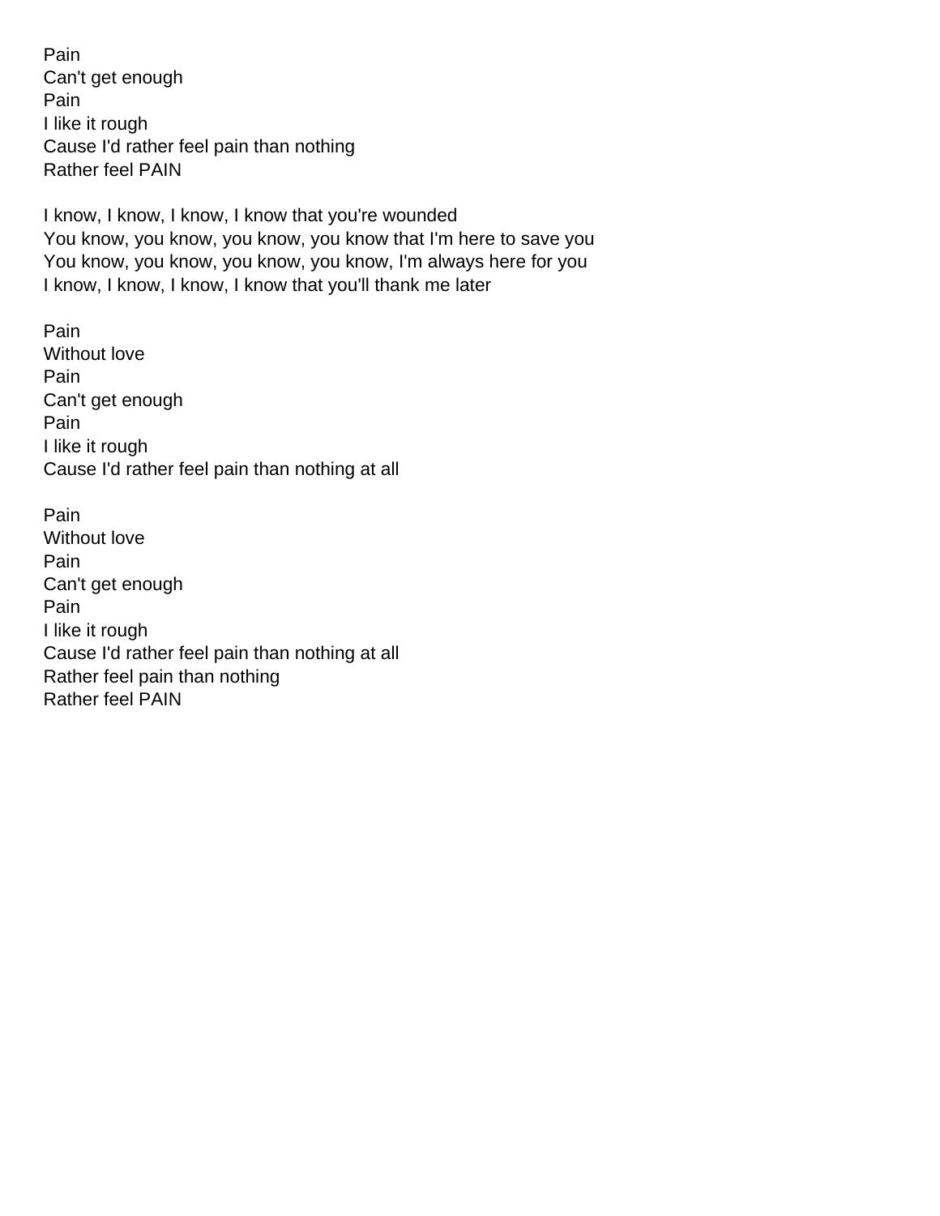Pain
Can't get enough
Pain
I like it rough
Cause I'd rather feel pain than nothing
Rather feel PAIN

I know, I know, I know, I know that you're wounded
You know, you know, you know, you know that I'm here to save you
You know, you know, you know, you know, I'm always here for you
I know, I know, I know, I know that you'll thank me later

Pain
Without love
Pain
Can't get enough
Pain
I like it rough
Cause I'd rather feel pain than nothing at all

Pain
Without love
Pain
Can't get enough
Pain
I like it rough
Cause I'd rather feel pain than nothing at all
Rather feel pain than nothing
Rather feel PAIN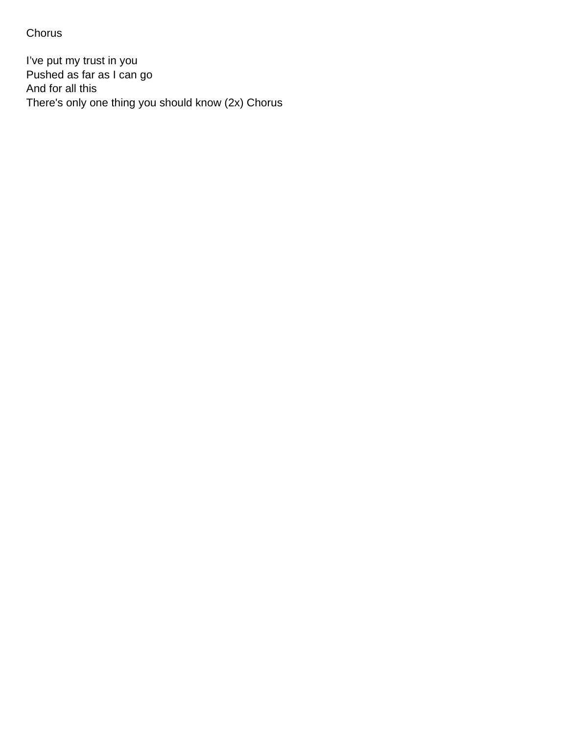Chorus

I’ve put my trust in you
Pushed as far as I can go
And for all this
There's only one thing you should know (2x) Chorus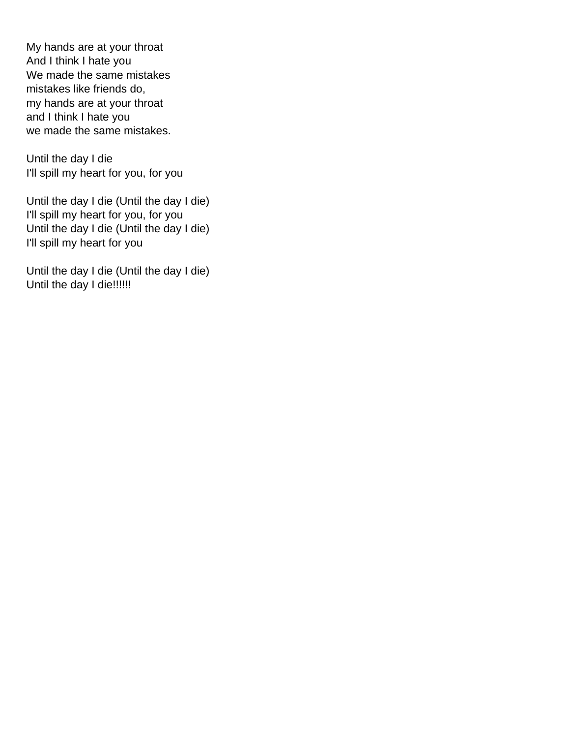My hands are at your throat
And I think I hate you
We made the same mistakes
mistakes like friends do,
my hands are at your throat
and I think I hate you
we made the same mistakes.

Until the day I die
I'll spill my heart for you, for you

Until the day I die (Until the day I die)
I'll spill my heart for you, for you
Until the day I die (Until the day I die)
I'll spill my heart for you

Until the day I die (Until the day I die)
Until the day I die!!!!!!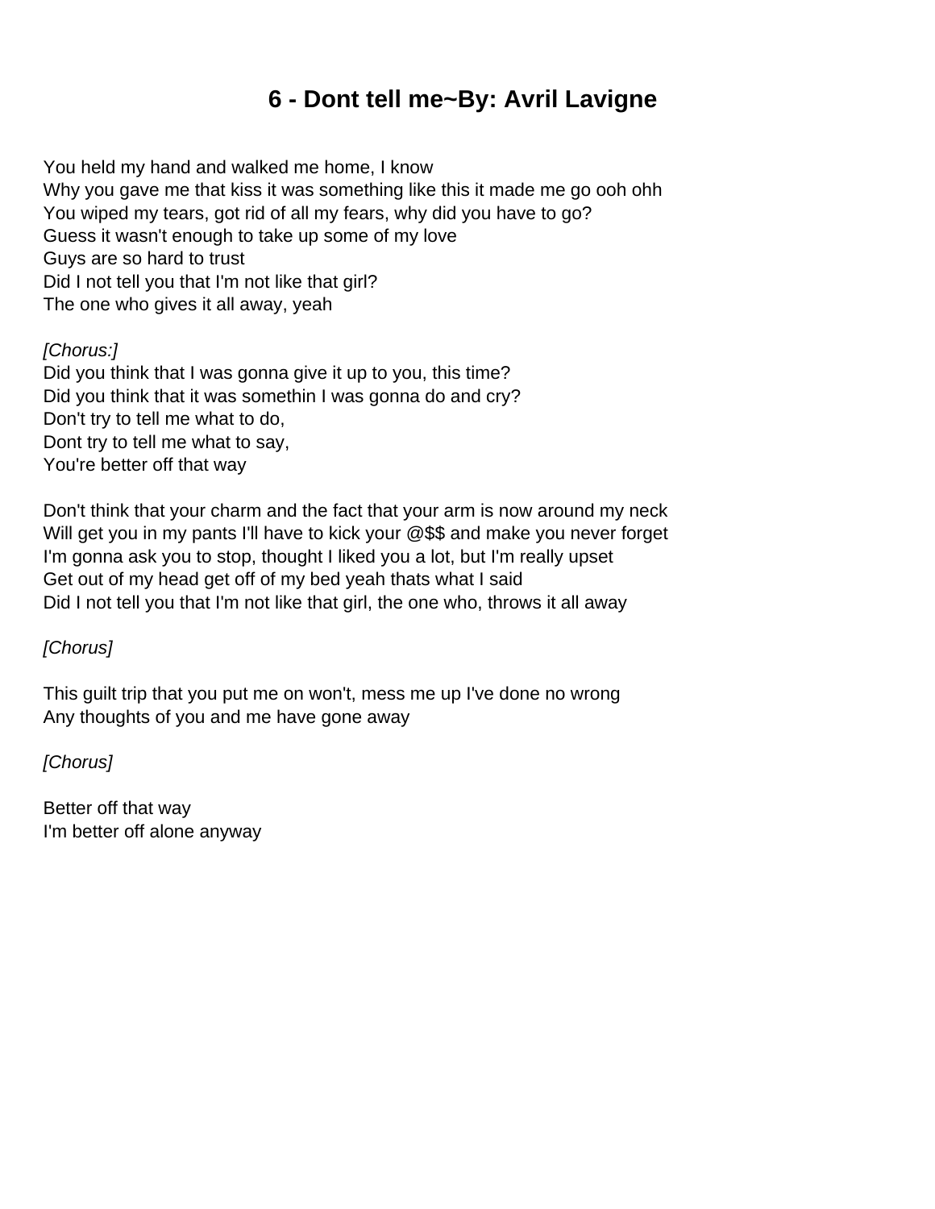# 6 - Dont tell me~By: Avril Lavigne

You held my hand and walked me home, I know
Why you gave me that kiss it was something like this it made me go ooh ohh
You wiped my tears, got rid of all my fears, why did you have to go?
Guess it wasn't enough to take up some of my love
Guys are so hard to trust
Did I not tell you that I'm not like that girl?
The one who gives it all away, yeah

*[Chorus:]*
Did you think that I was gonna give it up to you, this time?
Did you think that it was somethin I was gonna do and cry?
Don't try to tell me what to do,
Dont try to tell me what to say,
You're better off that way

Don't think that your charm and the fact that your arm is now around my neck
Will get you in my pants I'll have to kick your @$$ and make you never forget
I'm gonna ask you to stop, thought I liked you a lot, but I'm really upset
Get out of my head get off of my bed yeah thats what I said
Did I not tell you that I'm not like that girl, the one who, throws it all away

*[Chorus]*

This guilt trip that you put me on won't, mess me up I've done no wrong
Any thoughts of you and me have gone away

*[Chorus]*

Better off that way
I'm better off alone anyway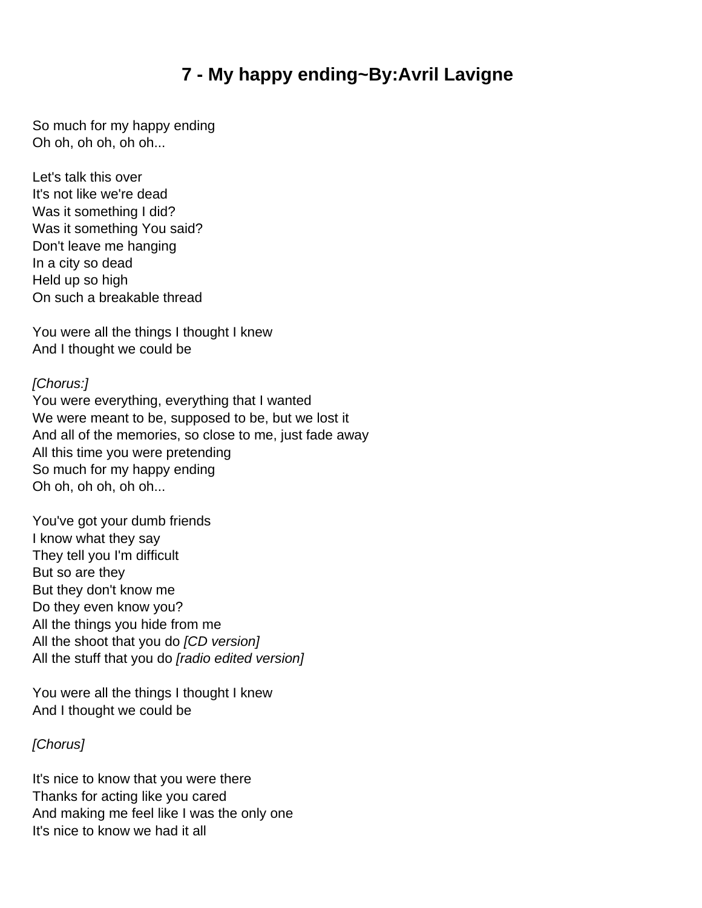# 7 - My happy ending~By:Avril Lavigne

So much for my happy ending
Oh oh, oh oh, oh oh...

Let's talk this over
It's not like we're dead
Was it something I did?
Was it something You said?
Don't leave me hanging
In a city so dead
Held up so high
On such a breakable thread

You were all the things I thought I knew
And I thought we could be

*[Chorus:]*
You were everything, everything that I wanted
We were meant to be, supposed to be, but we lost it
And all of the memories, so close to me, just fade away
All this time you were pretending
So much for my happy ending
Oh oh, oh oh, oh oh...

You've got your dumb friends
I know what they say
They tell you I'm difficult
But so are they
But they don't know me
Do they even know you?
All the things you hide from me
All the shoot that you do *[CD version]*
All the stuff that you do *[radio edited version]*

You were all the things I thought I knew
And I thought we could be

*[Chorus]*

It's nice to know that you were there
Thanks for acting like you cared
And making me feel like I was the only one
It's nice to know we had it all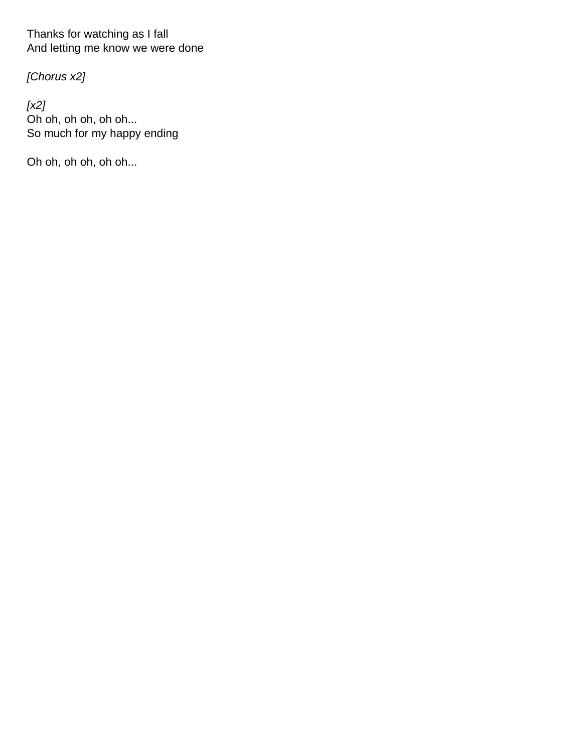Thanks for watching as I fall
And letting me know we were done

*[Chorus x2]*

*[x2]*
Oh oh, oh oh, oh oh...
So much for my happy ending

Oh oh, oh oh, oh oh...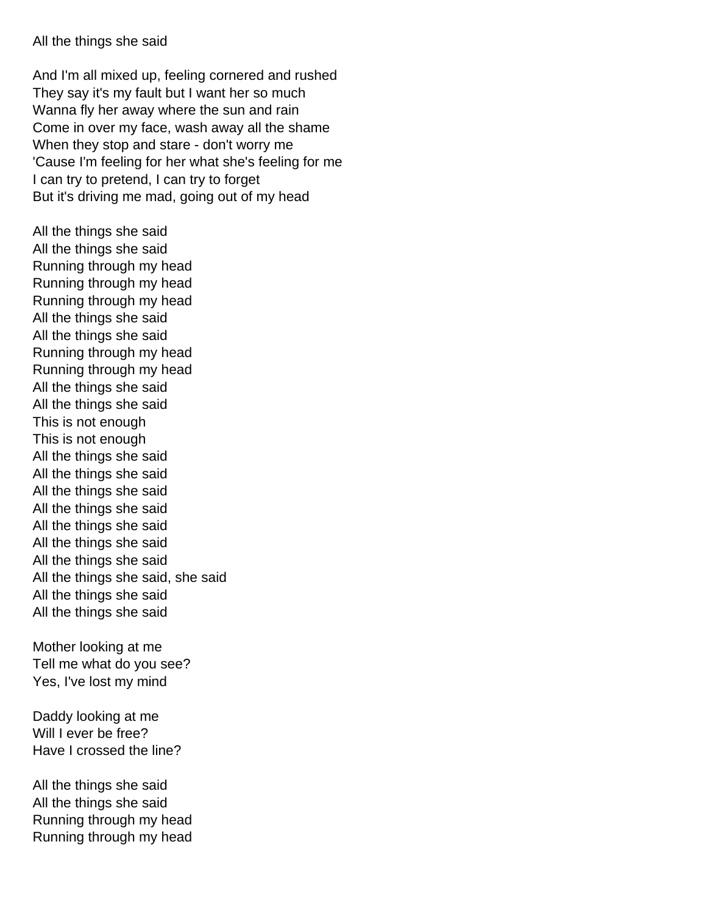All the things she said

And I'm all mixed up, feeling cornered and rushed
They say it's my fault but I want her so much
Wanna fly her away where the sun and rain
Come in over my face, wash away all the shame
When they stop and stare - don't worry me
'Cause I'm feeling for her what she's feeling for me
I can try to pretend, I can try to forget
But it's driving me mad, going out of my head

All the things she said
All the things she said
Running through my head
Running through my head
Running through my head
All the things she said
All the things she said
Running through my head
Running through my head
All the things she said
All the things she said
This is not enough
This is not enough
All the things she said
All the things she said
All the things she said
All the things she said
All the things she said
All the things she said
All the things she said
All the things she said, she said
All the things she said
All the things she said

Mother looking at me
Tell me what do you see?
Yes, I've lost my mind

Daddy looking at me
Will I ever be free?
Have I crossed the line?

All the things she said
All the things she said
Running through my head
Running through my head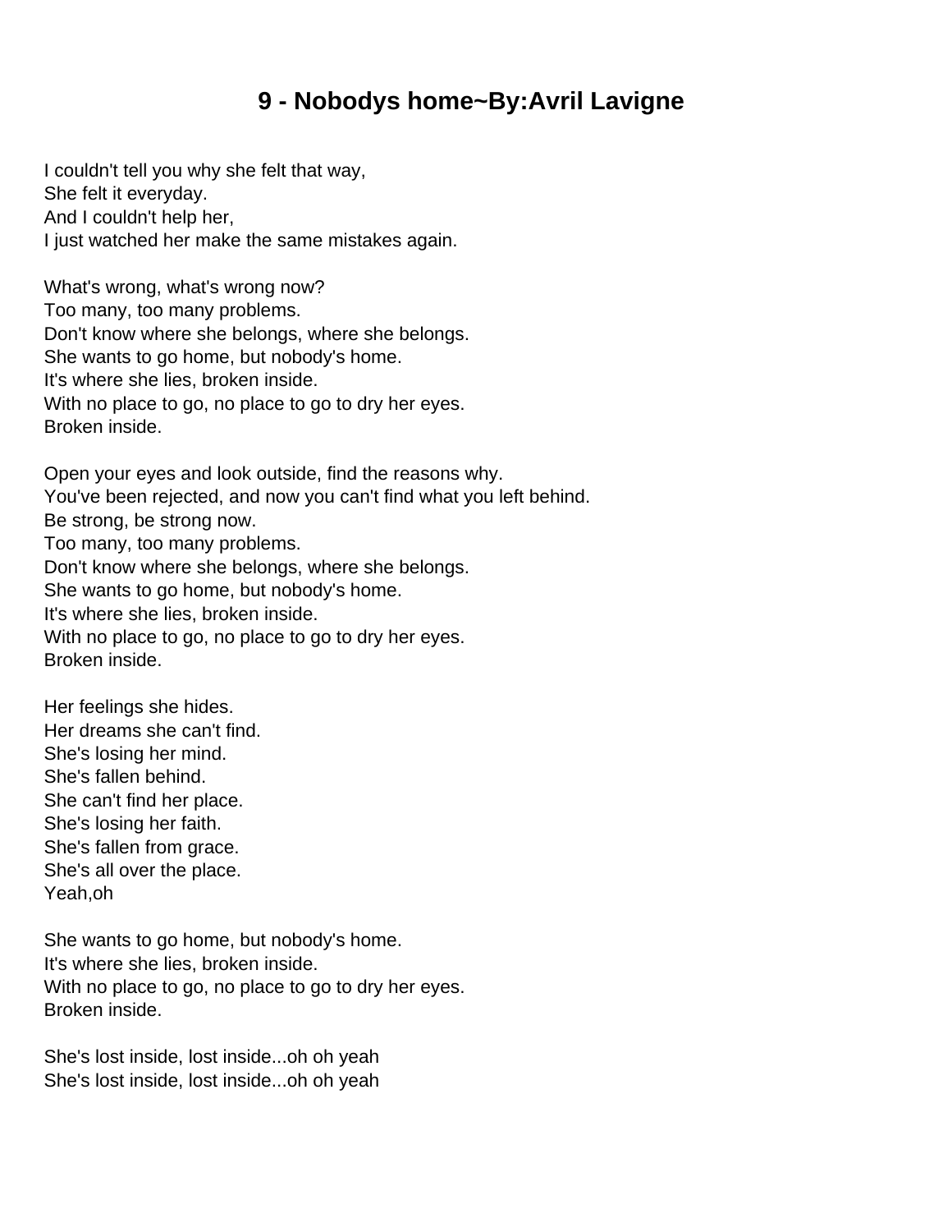# 9 - Nobodys home~By:Avril Lavigne

I couldn't tell you why she felt that way,
She felt it everyday.
And I couldn't help her,
I just watched her make the same mistakes again.

What's wrong, what's wrong now?
Too many, too many problems.
Don't know where she belongs, where she belongs.
She wants to go home, but nobody's home.
It's where she lies, broken inside.
With no place to go, no place to go to dry her eyes.
Broken inside.

Open your eyes and look outside, find the reasons why.
You've been rejected, and now you can't find what you left behind.
Be strong, be strong now.
Too many, too many problems.
Don't know where she belongs, where she belongs.
She wants to go home, but nobody's home.
It's where she lies, broken inside.
With no place to go, no place to go to dry her eyes.
Broken inside.

Her feelings she hides.
Her dreams she can't find.
She's losing her mind.
She's fallen behind.
She can't find her place.
She's losing her faith.
She's fallen from grace.
She's all over the place.
Yeah,oh

She wants to go home, but nobody's home.
It's where she lies, broken inside.
With no place to go, no place to go to dry her eyes.
Broken inside.

She's lost inside, lost inside...oh oh yeah
She's lost inside, lost inside...oh oh yeah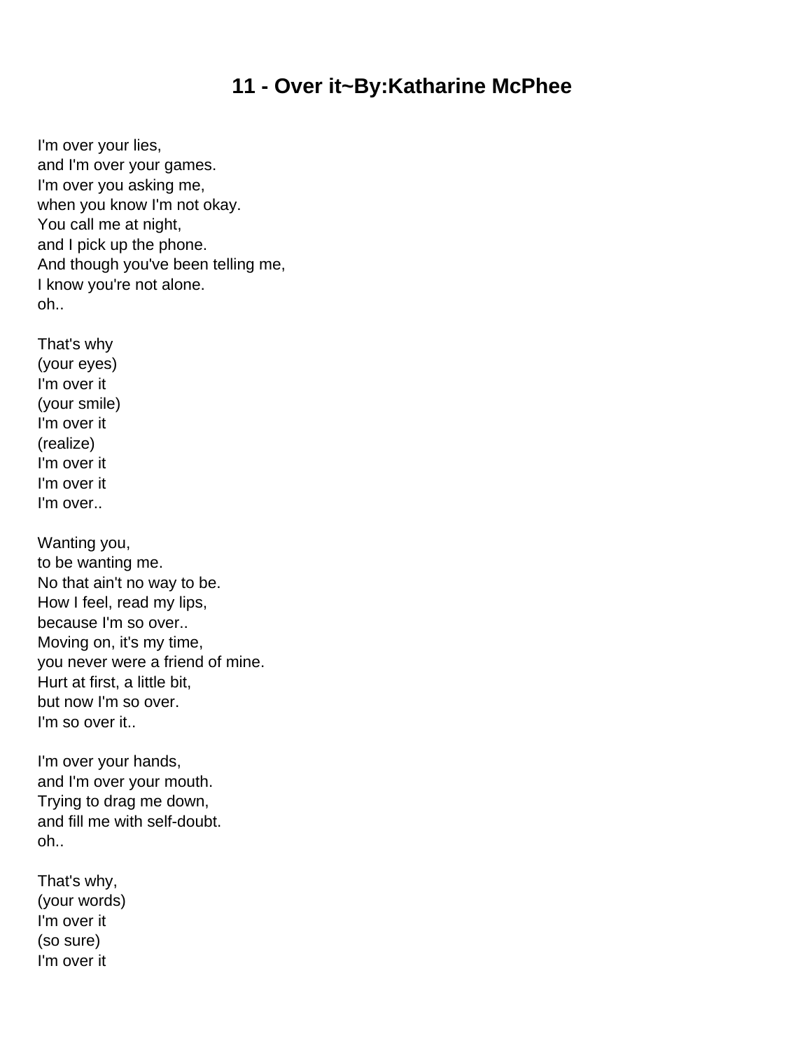## 11 - Over it~By:Katharine McPhee

I'm over your lies,
and I'm over your games.
I'm over you asking me,
when you know I'm not okay.
You call me at night,
and I pick up the phone.
And though you've been telling me,
I know you're not alone.
oh..

That's why
(your eyes)
I'm over it
(your smile)
I'm over it
(realize)
I'm over it
I'm over it
I'm over..

Wanting you,
to be wanting me.
No that ain't no way to be.
How I feel, read my lips,
because I'm so over..
Moving on, it's my time,
you never were a friend of mine.
Hurt at first, a little bit,
but now I'm so over.
I'm so over it..

I'm over your hands,
and I'm over your mouth.
Trying to drag me down,
and fill me with self-doubt.
oh..

That's why,
(your words)
I'm over it
(so sure)
I'm over it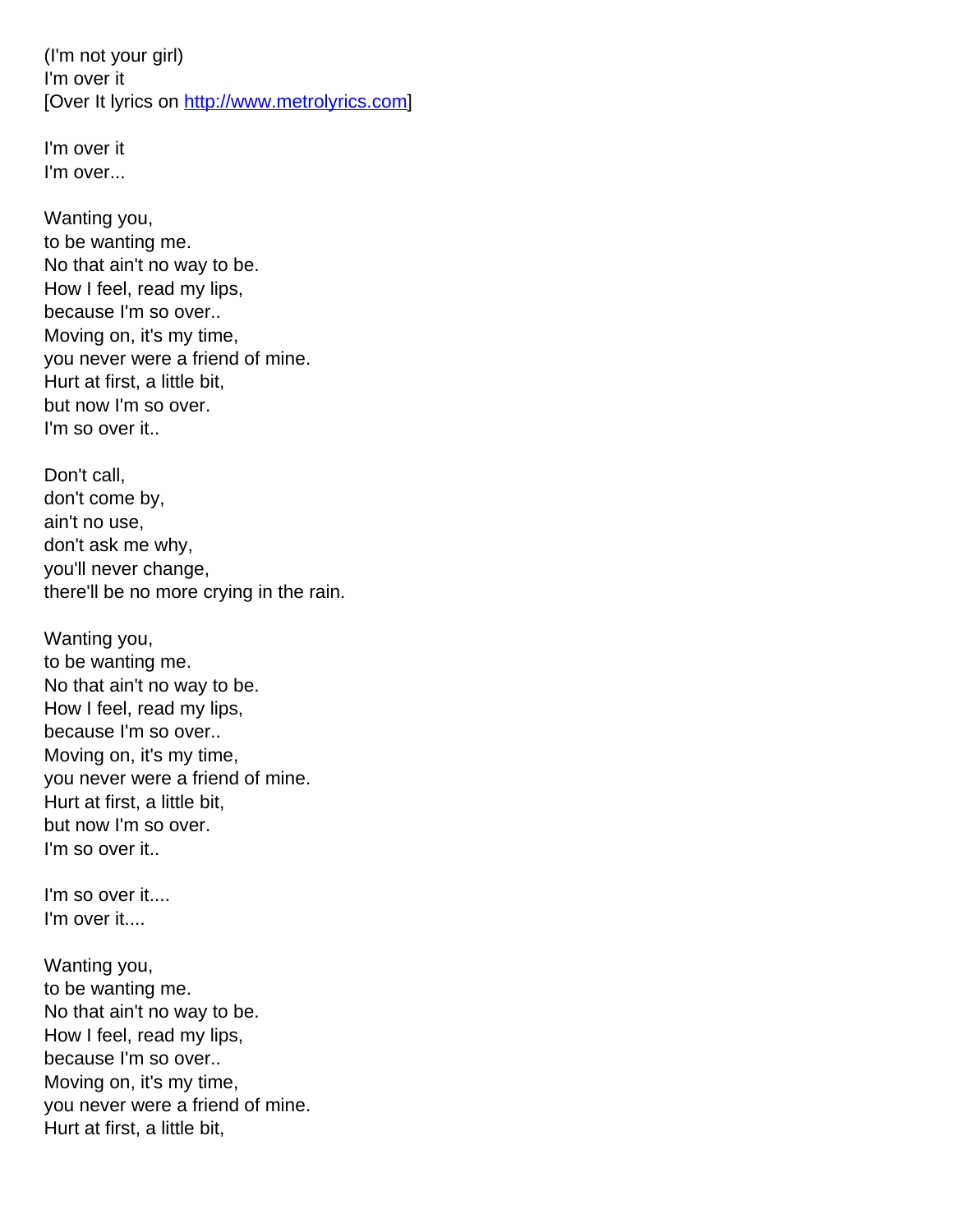(I'm not your girl)
I'm over it
[Over It lyrics on http://www.metrolyrics.com]

I'm over it
I'm over...

Wanting you,
to be wanting me.
No that ain't no way to be.
How I feel, read my lips,
because I'm so over..
Moving on, it's my time,
you never were a friend of mine.
Hurt at first, a little bit,
but now I'm so over.
I'm so over it..

Don't call,
don't come by,
ain't no use,
don't ask me why,
you'll never change,
there'll be no more crying in the rain.

Wanting you,
to be wanting me.
No that ain't no way to be.
How I feel, read my lips,
because I'm so over..
Moving on, it's my time,
you never were a friend of mine.
Hurt at first, a little bit,
but now I'm so over.
I'm so over it..

I'm so over it....
I'm over it....

Wanting you,
to be wanting me.
No that ain't no way to be.
How I feel, read my lips,
because I'm so over..
Moving on, it's my time,
you never were a friend of mine.
Hurt at first, a little bit,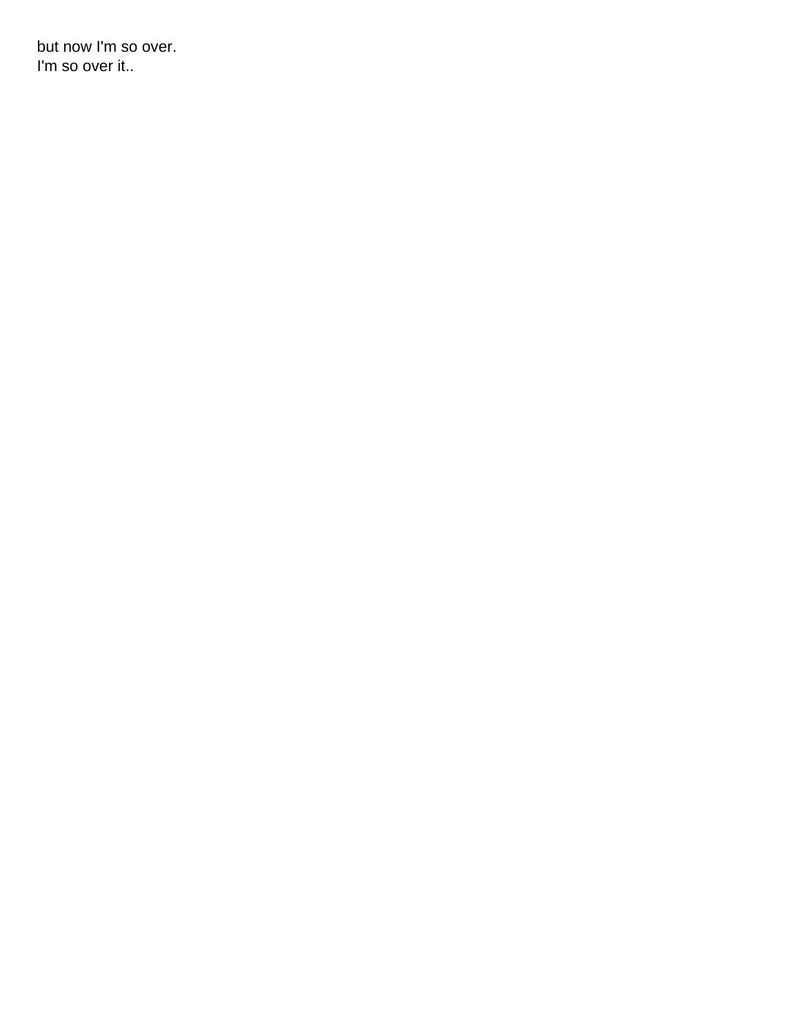but now I'm so over.
I'm so over it..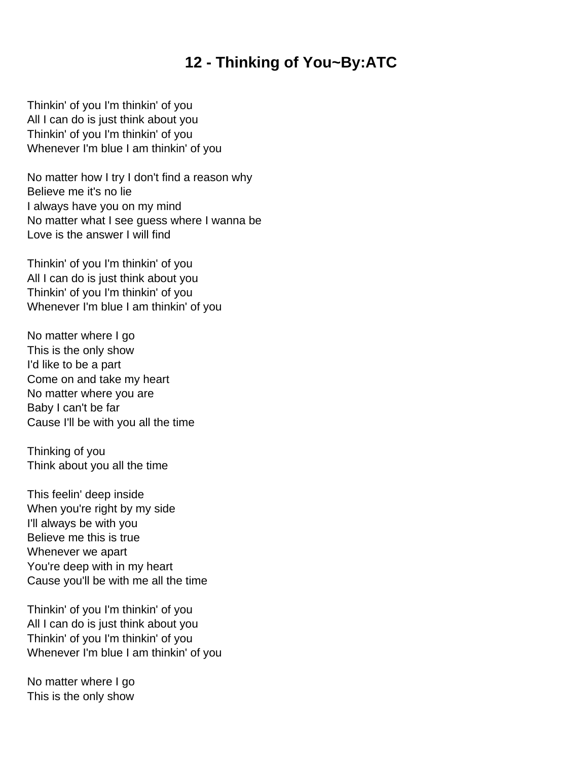# 12 - Thinking of You~By:ATC

Thinkin' of you I'm thinkin' of you
All I can do is just think about you
Thinkin' of you I'm thinkin' of you
Whenever I'm blue I am thinkin' of you

No matter how I try I don't find a reason why
Believe me it's no lie
I always have you on my mind
No matter what I see guess where I wanna be
Love is the answer I will find

Thinkin' of you I'm thinkin' of you
All I can do is just think about you
Thinkin' of you I'm thinkin' of you
Whenever I'm blue I am thinkin' of you

No matter where I go
This is the only show
I'd like to be a part
Come on and take my heart
No matter where you are
Baby I can't be far
Cause I'll be with you all the time

Thinking of you
Think about you all the time

This feelin' deep inside
When you're right by my side
I'll always be with you
Believe me this is true
Whenever we apart
You're deep with in my heart
Cause you'll be with me all the time

Thinkin' of you I'm thinkin' of you
All I can do is just think about you
Thinkin' of you I'm thinkin' of you
Whenever I'm blue I am thinkin' of you

No matter where I go
This is the only show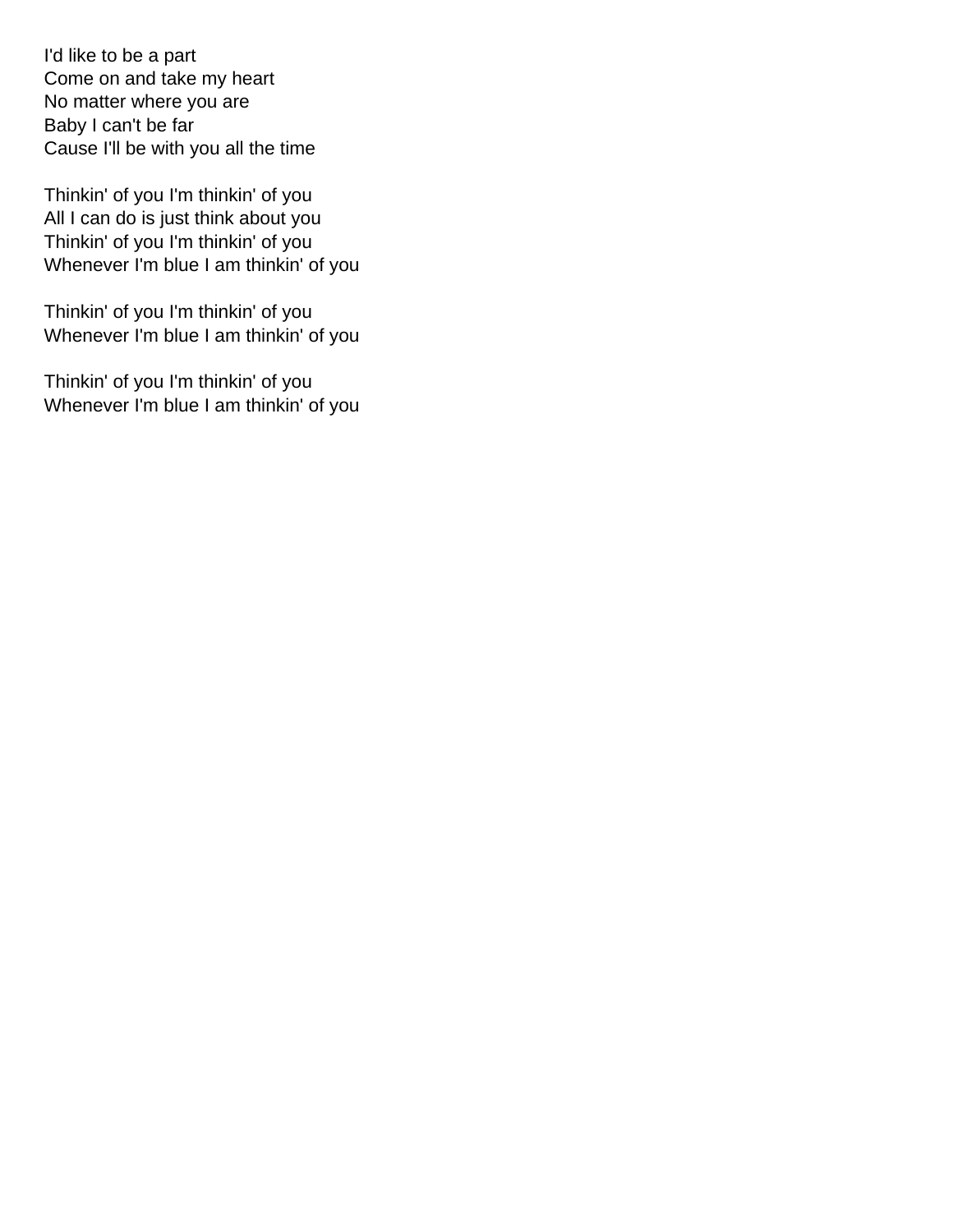I'd like to be a part
Come on and take my heart
No matter where you are
Baby I can't be far
Cause I'll be with you all the time

Thinkin' of you I'm thinkin' of you
All I can do is just think about you
Thinkin' of you I'm thinkin' of you
Whenever I'm blue I am thinkin' of you

Thinkin' of you I'm thinkin' of you
Whenever I'm blue I am thinkin' of you

Thinkin' of you I'm thinkin' of you
Whenever I'm blue I am thinkin' of you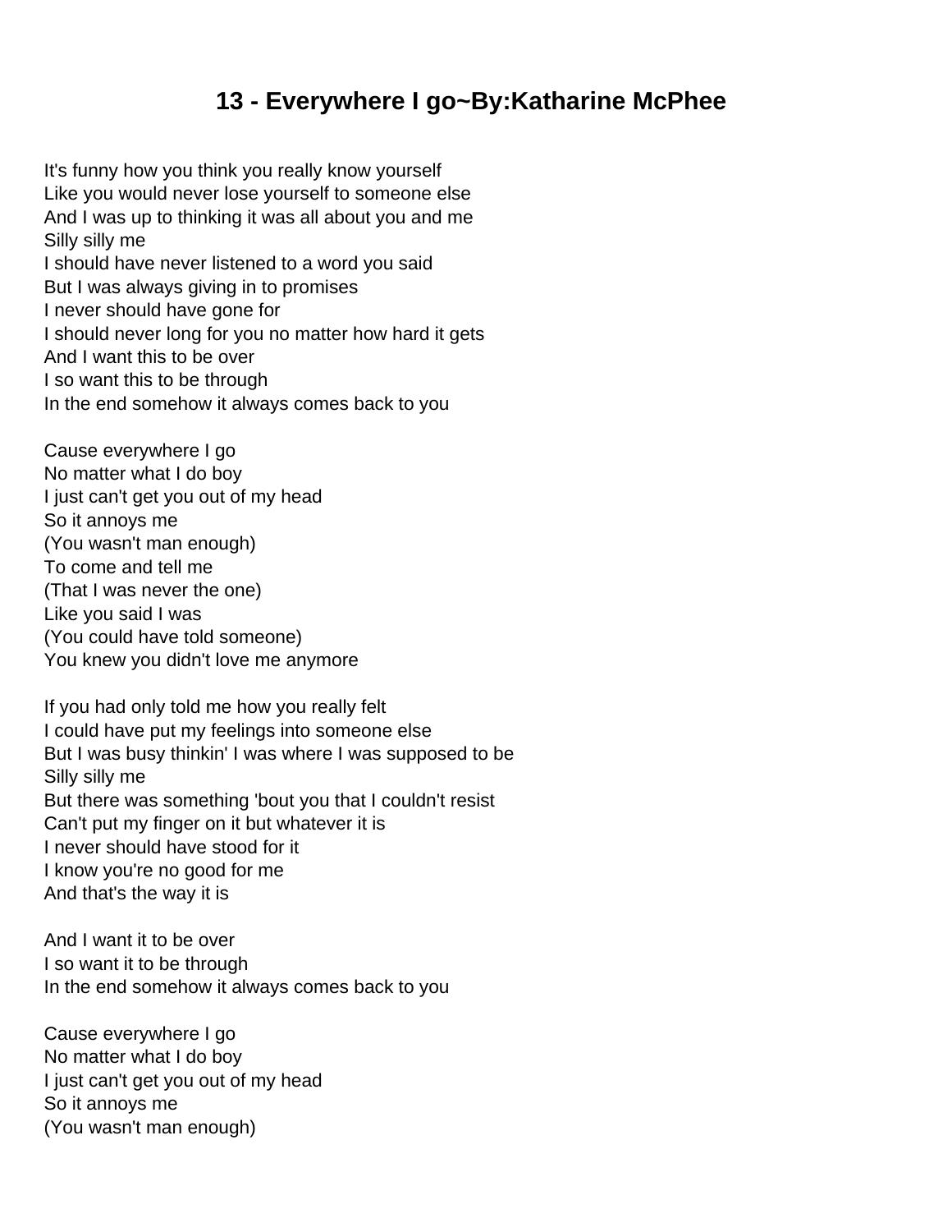# 13 - Everywhere I go~By:Katharine McPhee

It's funny how you think you really know yourself
Like you would never lose yourself to someone else
And I was up to thinking it was all about you and me
Silly silly me
I should have never listened to a word you said
But I was always giving in to promises
I never should have gone for
I should never long for you no matter how hard it gets
And I want this to be over
I so want this to be through
In the end somehow it always comes back to you

Cause everywhere I go
No matter what I do boy
I just can't get you out of my head
So it annoys me
(You wasn't man enough)
To come and tell me
(That I was never the one)
Like you said I was
(You could have told someone)
You knew you didn't love me anymore

If you had only told me how you really felt
I could have put my feelings into someone else
But I was busy thinkin' I was where I was supposed to be
Silly silly me
But there was something 'bout you that I couldn't resist
Can't put my finger on it but whatever it is
I never should have stood for it
I know you're no good for me
And that's the way it is

And I want it to be over
I so want it to be through
In the end somehow it always comes back to you

Cause everywhere I go
No matter what I do boy
I just can't get you out of my head
So it annoys me
(You wasn't man enough)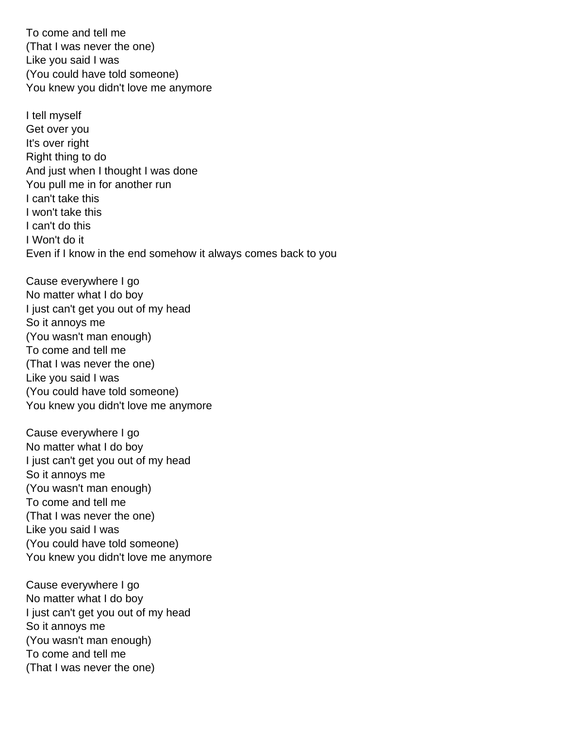To come and tell me
(That I was never the one)
Like you said I was
(You could have told someone)
You knew you didn't love me anymore

I tell myself
Get over you
It's over right
Right thing to do
And just when I thought I was done
You pull me in for another run
I can't take this
I won't take this
I can't do this
I Won't do it
Even if I know in the end somehow it always comes back to you

Cause everywhere I go
No matter what I do boy
I just can't get you out of my head
So it annoys me
(You wasn't man enough)
To come and tell me
(That I was never the one)
Like you said I was
(You could have told someone)
You knew you didn't love me anymore

Cause everywhere I go
No matter what I do boy
I just can't get you out of my head
So it annoys me
(You wasn't man enough)
To come and tell me
(That I was never the one)
Like you said I was
(You could have told someone)
You knew you didn't love me anymore

Cause everywhere I go
No matter what I do boy
I just can't get you out of my head
So it annoys me
(You wasn't man enough)
To come and tell me
(That I was never the one)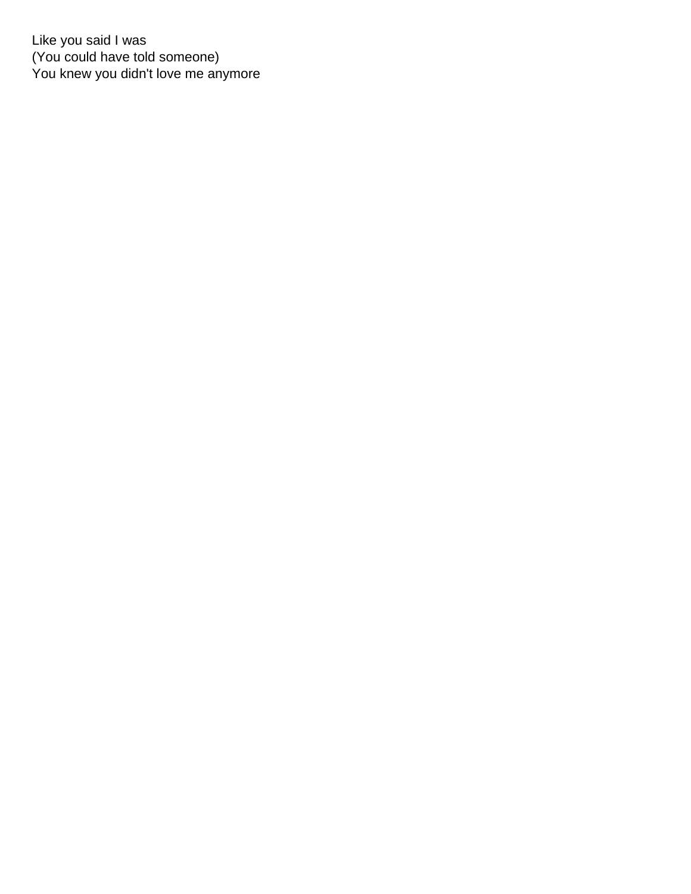Like you said I was
(You could have told someone)
You knew you didn't love me anymore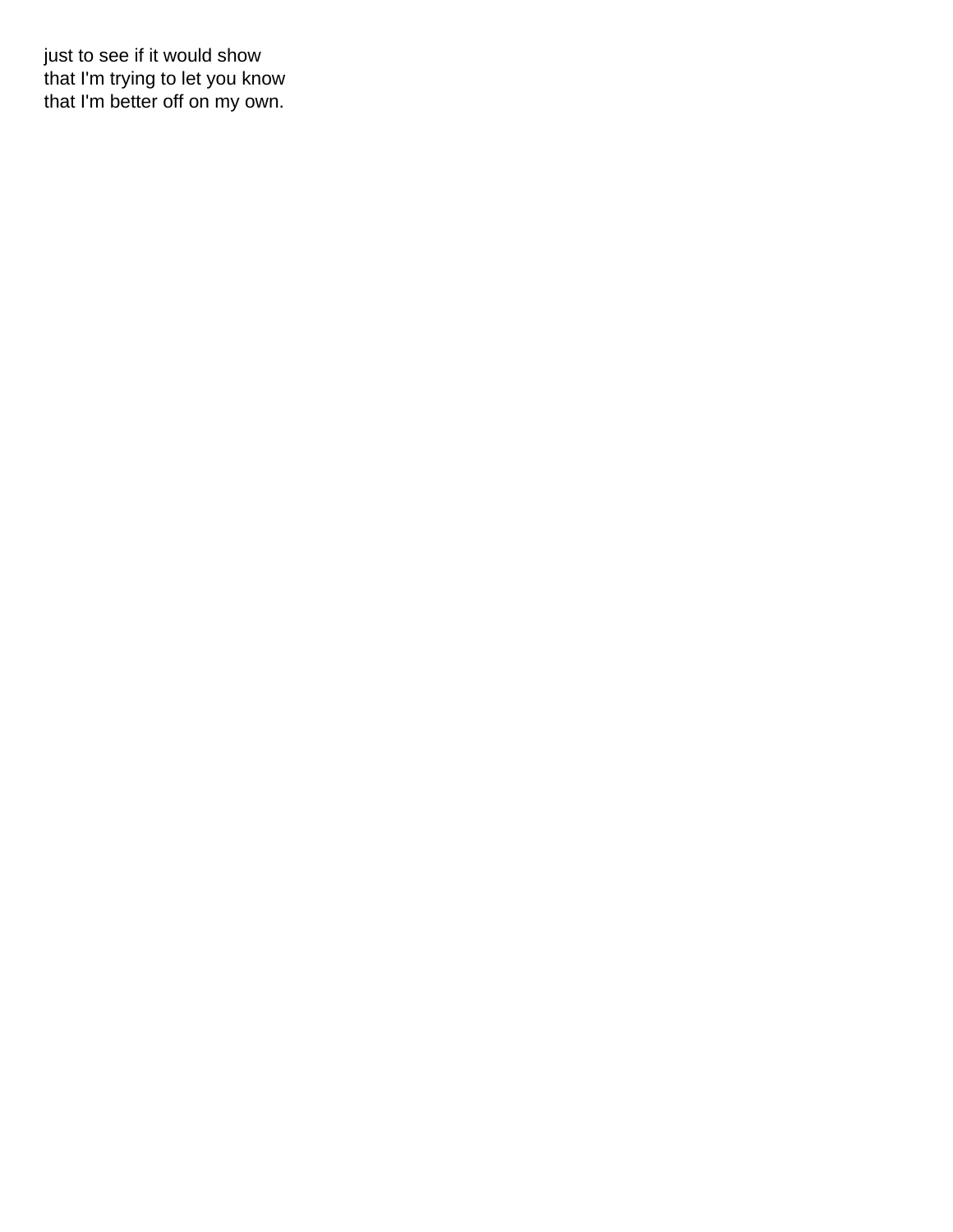just to see if it would show
that I'm trying to let you know
that I'm better off on my own.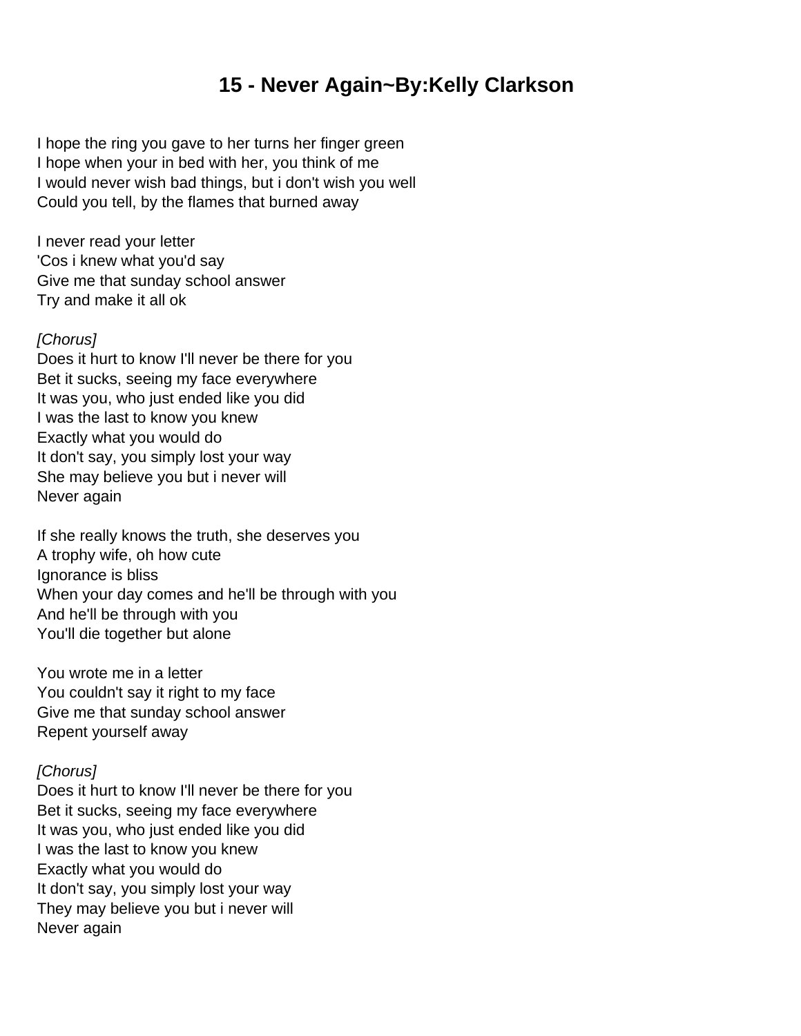# 15 - Never Again~By:Kelly Clarkson

I hope the ring you gave to her turns her finger green
I hope when your in bed with her, you think of me
I would never wish bad things, but i don't wish you well
Could you tell, by the flames that burned away

I never read your letter
'Cos i knew what you'd say
Give me that sunday school answer
Try and make it all ok

*[Chorus]*
Does it hurt to know I'll never be there for you
Bet it sucks, seeing my face everywhere
It was you, who just ended like you did
I was the last to know you knew
Exactly what you would do
It don't say, you simply lost your way
She may believe you but i never will
Never again

If she really knows the truth, she deserves you
A trophy wife, oh how cute
Ignorance is bliss
When your day comes and he'll be through with you
And he'll be through with you
You'll die together but alone

You wrote me in a letter
You couldn't say it right to my face
Give me that sunday school answer
Repent yourself away

*[Chorus]*
Does it hurt to know I'll never be there for you
Bet it sucks, seeing my face everywhere
It was you, who just ended like you did
I was the last to know you knew
Exactly what you would do
It don't say, you simply lost your way
They may believe you but i never will
Never again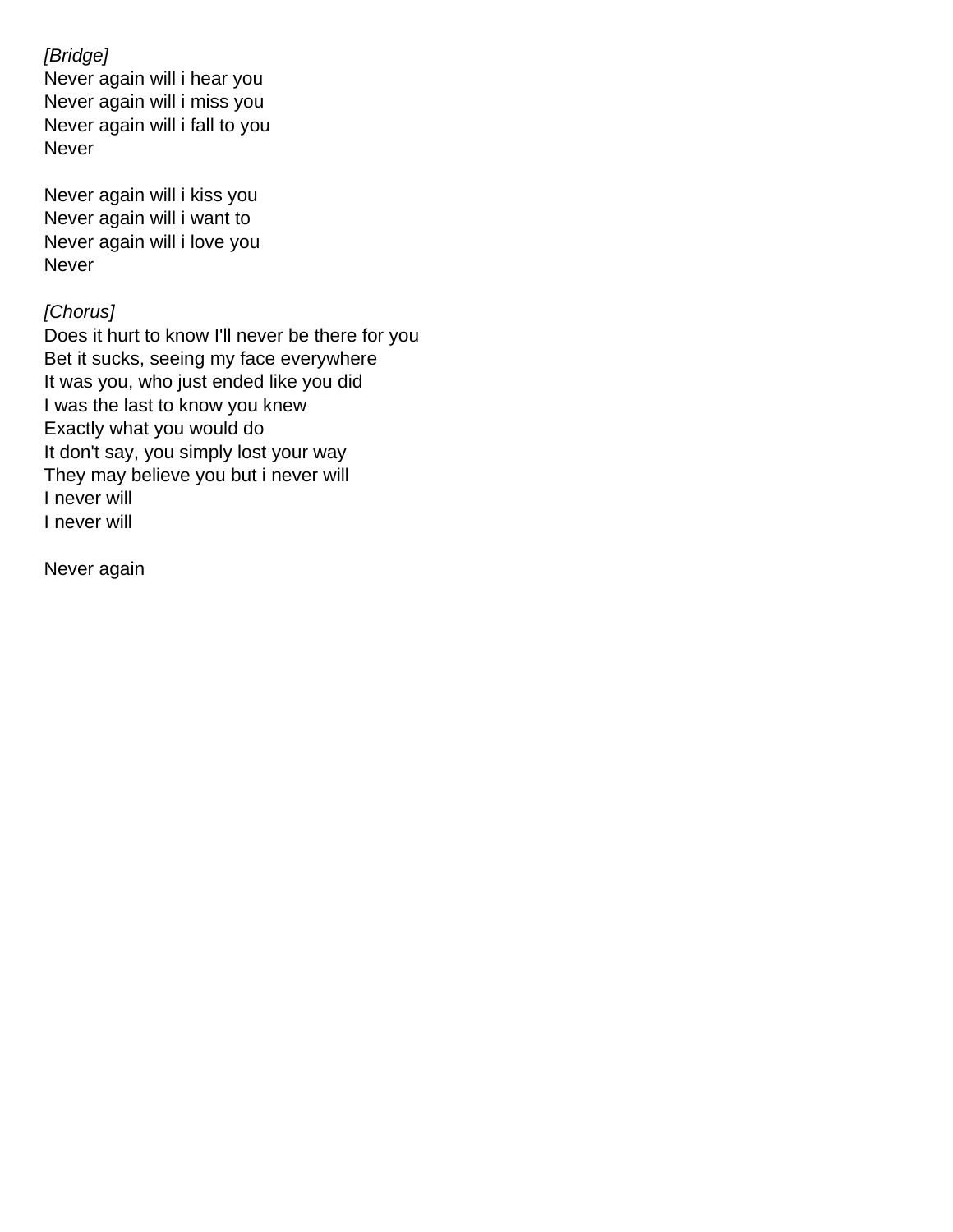*[Bridge]*
Never again will i hear you
Never again will i miss you
Never again will i fall to you
Never

Never again will i kiss you
Never again will i want to
Never again will i love you
Never

*[Chorus]*
Does it hurt to know I'll never be there for you
Bet it sucks, seeing my face everywhere
It was you, who just ended like you did
I was the last to know you knew
Exactly what you would do
It don't say, you simply lost your way
They may believe you but i never will
I never will
I never will

Never again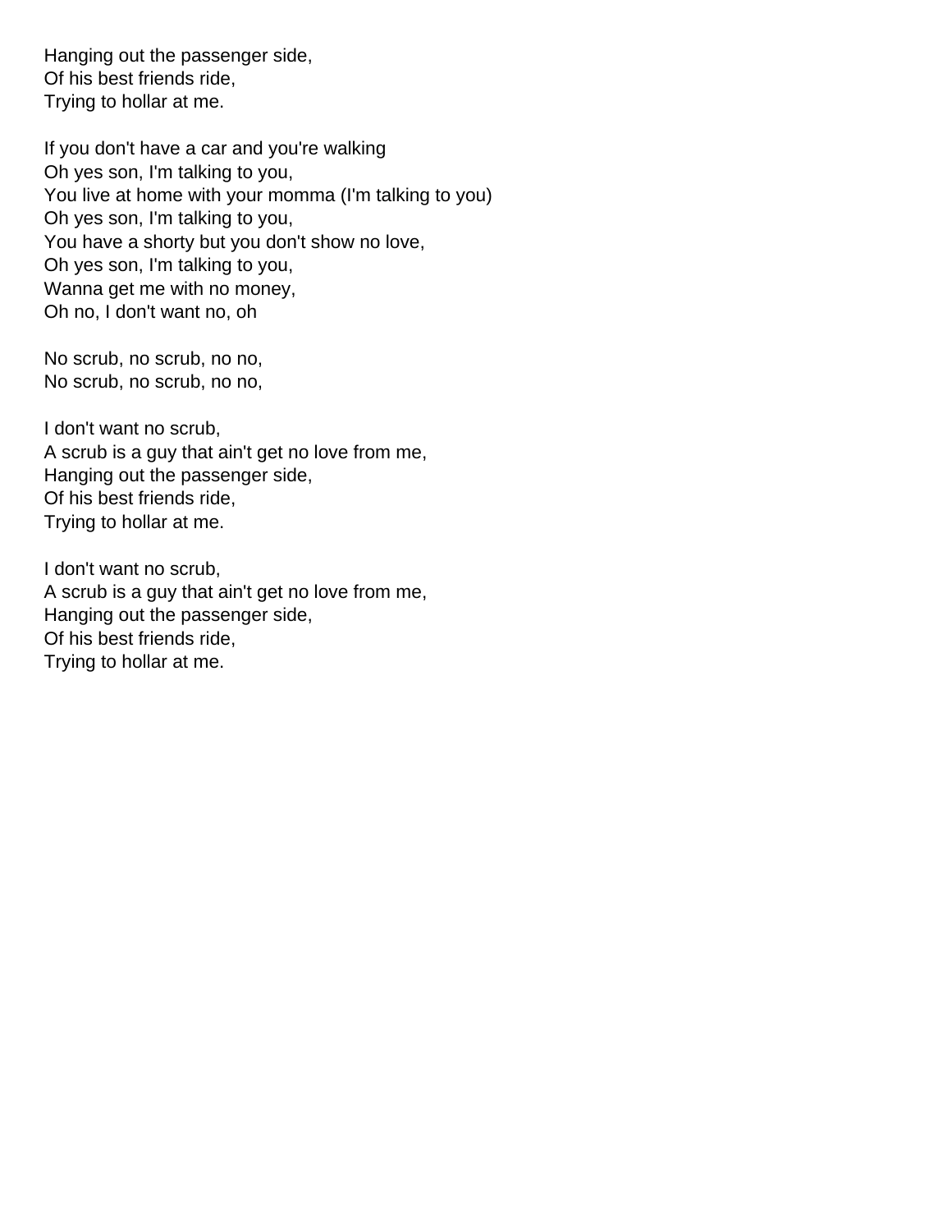Hanging out the passenger side,
Of his best friends ride,
Trying to hollar at me.

If you don't have a car and you're walking
Oh yes son, I'm talking to you,
You live at home with your momma (I'm talking to you)
Oh yes son, I'm talking to you,
You have a shorty but you don't show no love,
Oh yes son, I'm talking to you,
Wanna get me with no money,
Oh no, I don't want no, oh

No scrub, no scrub, no no,
No scrub, no scrub, no no,

I don't want no scrub,
A scrub is a guy that ain't get no love from me,
Hanging out the passenger side,
Of his best friends ride,
Trying to hollar at me.

I don't want no scrub,
A scrub is a guy that ain't get no love from me,
Hanging out the passenger side,
Of his best friends ride,
Trying to hollar at me.